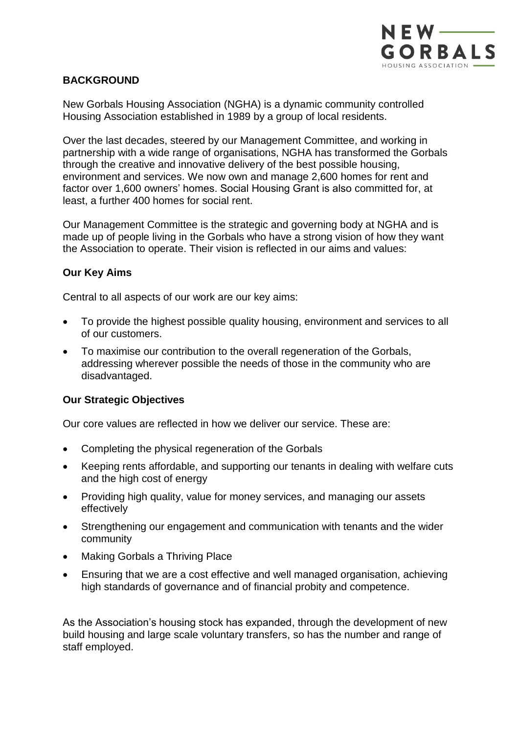## BACKGROUND

New Gorbals Housing Association (NGHA) is a dynamic community controlled Housing Association established in 1989 by a group of local residents.

Over the last decades, steered by our Management Committee, and working in partnership with a wide range of organisations, NGHA has transformed the Gorbals through the creative and innovative delivery of the best possible housing, environment and services. We now own and manage 2,600 homes for rent and factor over 1,600 owners' homes. Social Housing Grant is also committed for, at least, a further 400 homes for social rent.

Our Management Committee is the strategic and governing body at NGHA and is made up of people living in the Gorbals who have a strong vision of how they want the Association to operate. Their vision is reflected in our aims and values:

### Our Key Aims

Central to all aspects of our work are our key aims:

- To provide the highest possible quality housing, environment and services to all of our customers.
- To maximise our contribution to the overall regeneration of the Gorbals, addressing wherever possible the needs of those in the community who are disadvantaged.

### Our Strategic Objectives

Our core values are reflected in how we deliver our service. These are:

- Completing the physical regeneration of the Gorbals
- Keeping rents affordable, and supporting our tenants in dealing with welfare cuts and the high cost of energy
- Providing high quality, value for money services, and managing our assets effectively
- Strengthening our engagement and communication with tenants and the wider community
- Making Gorbals a Thriving Place
- Ensuring that we are a cost effective and well managed organisation, achieving high standards of governance and of financial probity and competence.

As the Association's housing stock has expanded, through the development of new build housing and large scale voluntary transfers, so has the number and range of staff employed.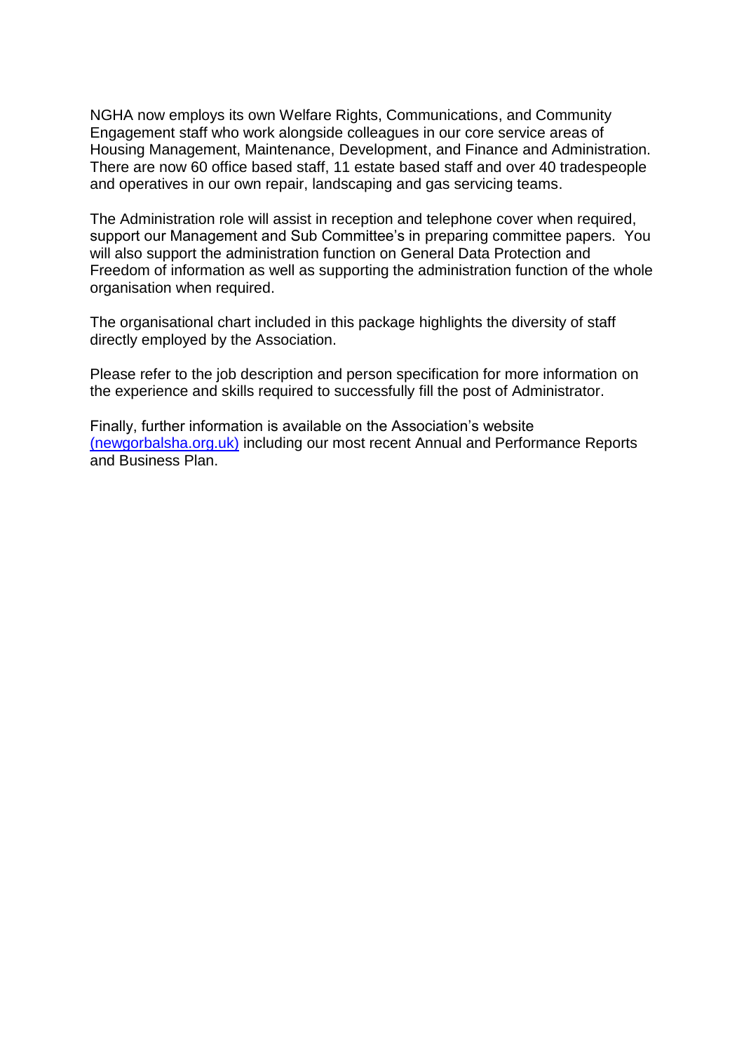NGHA now employs its own Welfare Rights, Communications, and Community Engagement staff who work alongside colleagues in our core service areas of Housing Management, Maintenance, Development, and Finance and Administration. There are now 60 office based staff, 11 estate based staff and over 40 tradespeople and operatives in our own repair, landscaping and gas servicing teams.

The Administration role will assist in reception and telephone cover when required, support our Management and Sub Committee's in preparing committee papers. You will also support the administration function on General Data Protection and Freedom of information as well as supporting the administration function of the whole organisation when required.

The organisational chart included in this package highlights the diversity of staff directly employed by the Association.

Please refer to the job description and person specification for more information on the experience and skills required to successfully fill the post of Administrator.

Finally, further information is available on the Association's website (newgorbalsha.org.uk) including our most recent Annual and Performance Reports and Business Plan.